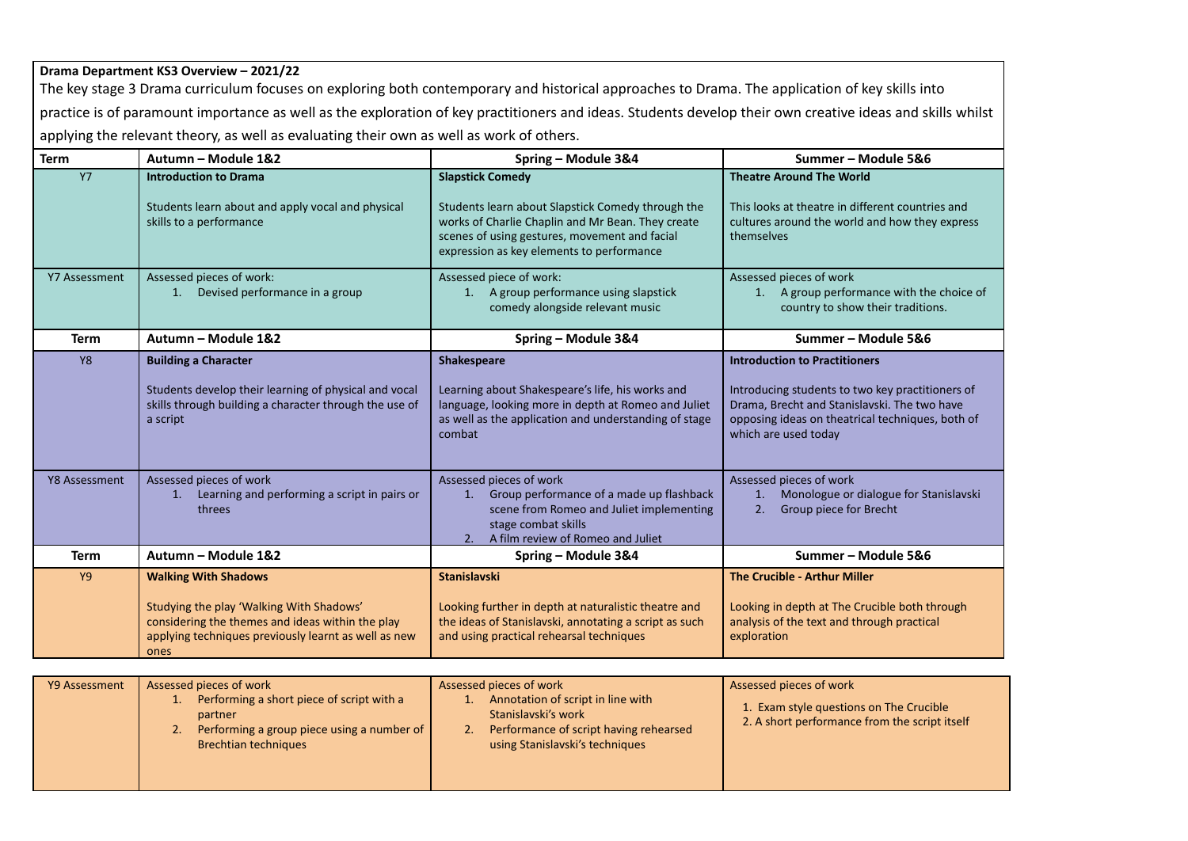**Drama Department KS3 Overview – 2021/22**

The key stage 3 Drama curriculum focuses on exploring both contemporary and historical approaches to Drama. The application of key skills into practice is of paramount importance as well as the exploration of key practitioners and ideas. Students develop their own creative ideas and skills whilst applying the relevant theory, as well as evaluating their own as well as work of others.

| Term | Autumn – Module 1&2 | Spring – Module 3&4 | Summer – Module 5&6 |
|---|---|---|---|
| Y7 | **Introduction to Drama**<br><br>Students learn about and apply vocal and physical skills to a performance | **Slapstick Comedy**<br><br>Students learn about Slapstick Comedy through the works of Charlie Chaplin and Mr Bean. They create scenes of using gestures, movement and facial expression as key elements to performance | **Theatre Around The World**<br><br>This looks at theatre in different countries and cultures around the world and how they express themselves |
| Y7 Assessment | Assessed pieces of work:<br>1. Devised performance in a group | Assessed piece of work:<br>1. A group performance using slapstick comedy alongside relevant music | Assessed pieces of work<br>1. A group performance with the choice of country to show their traditions. |
| **Term** | **Autumn – Module 1&2** | **Spring – Module 3&4** | **Summer – Module 5&6** |
| Y8 | **Building a Character**<br><br>Students develop their learning of physical and vocal skills through building a character through the use of a script | **Shakespeare**<br><br>Learning about Shakespeare's life, his works and language, looking more in depth at Romeo and Juliet as well as the application and understanding of stage combat | **Introduction to Practitioners**<br><br>Introducing students to two key practitioners of Drama, Brecht and Stanislavski. The two have opposing ideas on theatrical techniques, both of which are used today |
| Y8 Assessment | Assessed pieces of work<br>1. Learning and performing a script in pairs or threes | Assessed pieces of work<br>1. Group performance of a made up flashback scene from Romeo and Juliet implementing stage combat skills<br>2. A film review of Romeo and Juliet | Assessed pieces of work<br>1. Monologue or dialogue for Stanislavski<br>2. Group piece for Brecht |
| **Term** | **Autumn – Module 1&2** | **Spring – Module 3&4** | **Summer – Module 5&6** |
| Y9 | **Walking With Shadows**<br><br>Studying the play 'Walking With Shadows' considering the themes and ideas within the play applying techniques previously learnt as well as new ones | **Stanislavski**<br><br>Looking further in depth at naturalistic theatre and the ideas of Stanislavski, annotating a script as such and using practical rehearsal techniques | **The Crucible - Arthur Miller**<br><br>Looking in depth at The Crucible both through analysis of the text and through practical exploration |
| Y9 Assessment | Assessed pieces of work<br>1. Performing a short piece of script with a partner<br>2. Performing a group piece using a number of Brechtian techniques | Assessed pieces of work<br>1. Annotation of script in line with Stanislavski's work<br>2. Performance of script having rehearsed using Stanislavski's techniques | Assessed pieces of work<br>1. Exam style questions on The Crucible<br>2. A short performance from the script itself |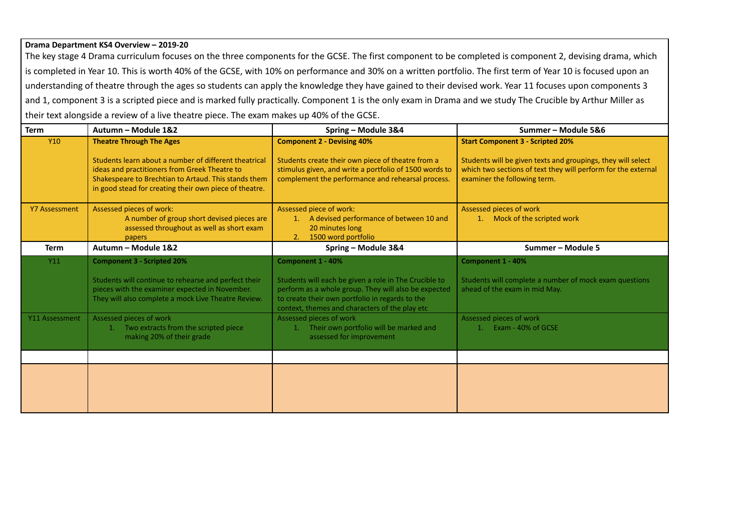**Drama Department KS4 Overview – 2019-20**

The key stage 4 Drama curriculum focuses on the three components for the GCSE. The first component to be completed is component 2, devising drama, which is completed in Year 10. This is worth 40% of the GCSE, with 10% on performance and 30% on a written portfolio. The first term of Year 10 is focused upon an understanding of theatre through the ages so students can apply the knowledge they have gained to their devised work. Year 11 focuses upon components 3 and 1, component 3 is a scripted piece and is marked fully practically. Component 1 is the only exam in Drama and we study The Crucible by Arthur Miller as their text alongside a review of a live theatre piece. The exam makes up 40% of the GCSE.

| Term | Autumn – Module 1&2 | Spring – Module 3&4 | Summer – Module 5&6 |
|---|---|---|---|
| Y10 | **Theatre Through The Ages**<br><br>Students learn about a number of different theatrical ideas and practitioners from Greek Theatre to Shakespeare to Brechtian to Artaud. This stands them in good stead for creating their own piece of theatre. | **Component 2 - Devising 40%**<br><br>Students create their own piece of theatre from a stimulus given, and write a portfolio of 1500 words to complement the performance and rehearsal process. | **Start Component 3 - Scripted 20%**<br><br>Students will be given texts and groupings, they will select which two sections of text they will perform for the external examiner the following term. |
| Y7 Assessment | Assessed pieces of work:<br>A number of group short devised pieces are assessed throughout as well as short exam papers | Assessed piece of work:<br>1. A devised performance of between 10 and 20 minutes long<br>2. 1500 word portfolio | Assessed pieces of work<br>1. Mock of the scripted work |
| **Term** | **Autumn – Module 1&2** | **Spring – Module 3&4** | **Summer – Module 5** |
| Y11 | **Component 3 - Scripted 20%**<br><br>Students will continue to rehearse and perfect their pieces with the examiner expected in November. They will also complete a mock Live Theatre Review. | **Component 1 - 40%**<br><br>Students will each be given a role in The Crucible to perform as a whole group. They will also be expected to create their own portfolio in regards to the context, themes and characters of the play etc | **Component 1 - 40%**<br><br>Students will complete a number of mock exam questions ahead of the exam in mid May. |
| Y11 Assessment | Assessed pieces of work<br>1. Two extracts from the scripted piece making 20% of their grade | Assessed pieces of work<br>1. Their own portfolio will be marked and assessed for improvement | Assessed pieces of work<br>1. Exam - 40% of GCSE |
| | | | |
| | | | |